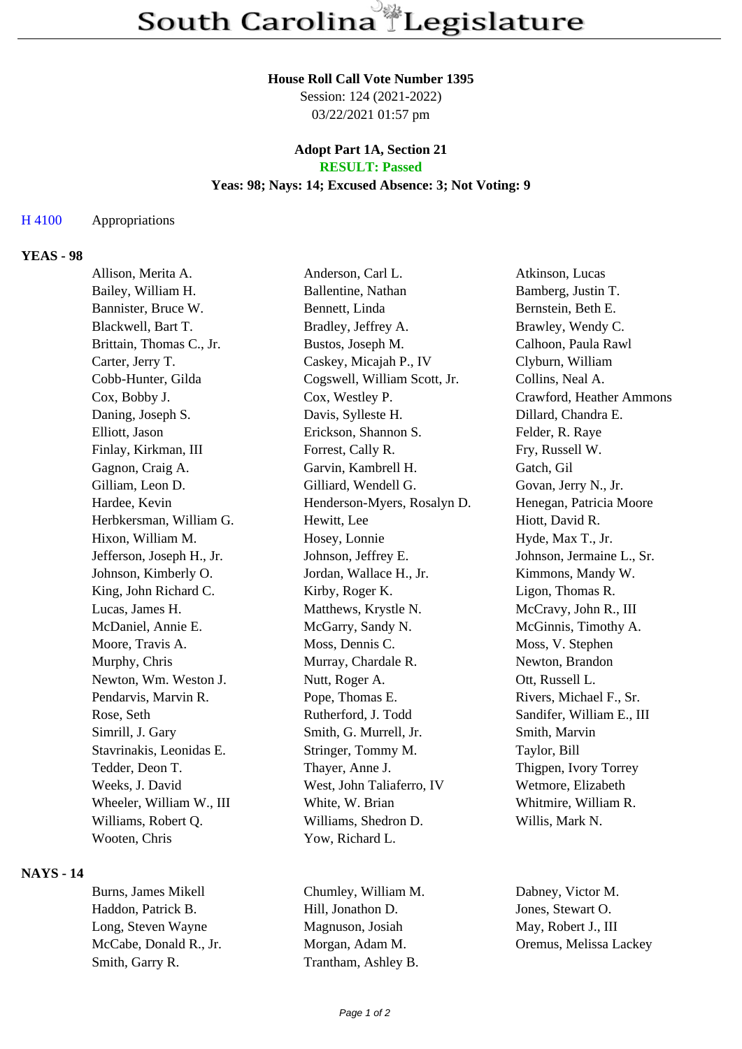# South Carolina Legislature

**House Roll Call Vote Number 1395**
Session: 124 (2021-2022)
03/22/2021 01:57 pm

**Adopt Part 1A, Section 21**
**RESULT: Passed**
**Yeas: 98; Nays: 14; Excused Absence: 3; Not Voting: 9**

H 4100 Appropriations

## YEAS - 98

| | | |
|---|---|---|
| Allison, Merita A. | Anderson, Carl L. | Atkinson, Lucas |
| Bailey, William H. | Ballentine, Nathan | Bamberg, Justin T. |
| Bannister, Bruce W. | Bennett, Linda | Bernstein, Beth E. |
| Blackwell, Bart T. | Bradley, Jeffrey A. | Brawley, Wendy C. |
| Brittain, Thomas C., Jr. | Bustos, Joseph M. | Calhoon, Paula Rawl |
| Carter, Jerry T. | Caskey, Micajah P., IV | Clyburn, William |
| Cobb-Hunter, Gilda | Cogswell, William Scott, Jr. | Collins, Neal A. |
| Cox, Bobby J. | Cox, Westley P. | Crawford, Heather Ammons |
| Daning, Joseph S. | Davis, Sylleste H. | Dillard, Chandra E. |
| Elliott, Jason | Erickson, Shannon S. | Felder, R. Raye |
| Finlay, Kirkman, III | Forrest, Cally R. | Fry, Russell W. |
| Gagnon, Craig A. | Garvin, Kambrell H. | Gatch, Gil |
| Gilliam, Leon D. | Gilliard, Wendell G. | Govan, Jerry N., Jr. |
| Hardee, Kevin | Henderson-Myers, Rosalyn D. | Henegan, Patricia Moore |
| Herbkersman, William G. | Hewitt, Lee | Hiott, David R. |
| Hixon, William M. | Hosey, Lonnie | Hyde, Max T., Jr. |
| Jefferson, Joseph H., Jr. | Johnson, Jeffrey E. | Johnson, Jermaine L., Sr. |
| Johnson, Kimberly O. | Jordan, Wallace H., Jr. | Kimmons, Mandy W. |
| King, John Richard C. | Kirby, Roger K. | Ligon, Thomas R. |
| Lucas, James H. | Matthews, Krystle N. | McCravy, John R., III |
| McDaniel, Annie E. | McGarry, Sandy N. | McGinnis, Timothy A. |
| Moore, Travis A. | Moss, Dennis C. | Moss, V. Stephen |
| Murphy, Chris | Murray, Chardale R. | Newton, Brandon |
| Newton, Wm. Weston J. | Nutt, Roger A. | Ott, Russell L. |
| Pendarvis, Marvin R. | Pope, Thomas E. | Rivers, Michael F., Sr. |
| Rose, Seth | Rutherford, J. Todd | Sandifer, William E., III |
| Simrill, J. Gary | Smith, G. Murrell, Jr. | Smith, Marvin |
| Stavrinakis, Leonidas E. | Stringer, Tommy M. | Taylor, Bill |
| Tedder, Deon T. | Thayer, Anne J. | Thigpen, Ivory Torrey |
| Weeks, J. David | West, John Taliaferro, IV | Wetmore, Elizabeth |
| Wheeler, William W., III | White, W. Brian | Whitmire, William R. |
| Williams, Robert Q. | Williams, Shedron D. | Willis, Mark N. |
| Wooten, Chris | Yow, Richard L. | |

## NAYS - 14

| | | |
|---|---|---|
| Burns, James Mikell | Chumley, William M. | Dabney, Victor M. |
| Haddon, Patrick B. | Hill, Jonathon D. | Jones, Stewart O. |
| Long, Steven Wayne | Magnuson, Josiah | May, Robert J., III |
| McCabe, Donald R., Jr. | Morgan, Adam M. | Oremus, Melissa Lackey |
| Smith, Garry R. | Trantham, Ashley B. | |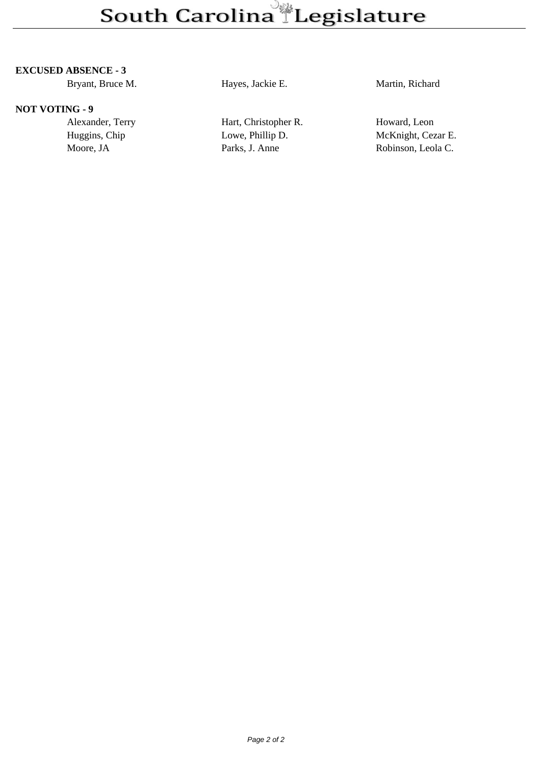**EXCUSED ABSENCE - 3**

| | | |
|---|---|---|
| Bryant, Bruce M. | Hayes, Jackie E. | Martin, Richard |

**NOT VOTING - 9**

| | | |
|---|---|---|
| Alexander, Terry | Hart, Christopher R. | Howard, Leon |
| Huggins, Chip | Lowe, Phillip D. | McKnight, Cezar E. |
| Moore, JA | Parks, J. Anne | Robinson, Leola C. |